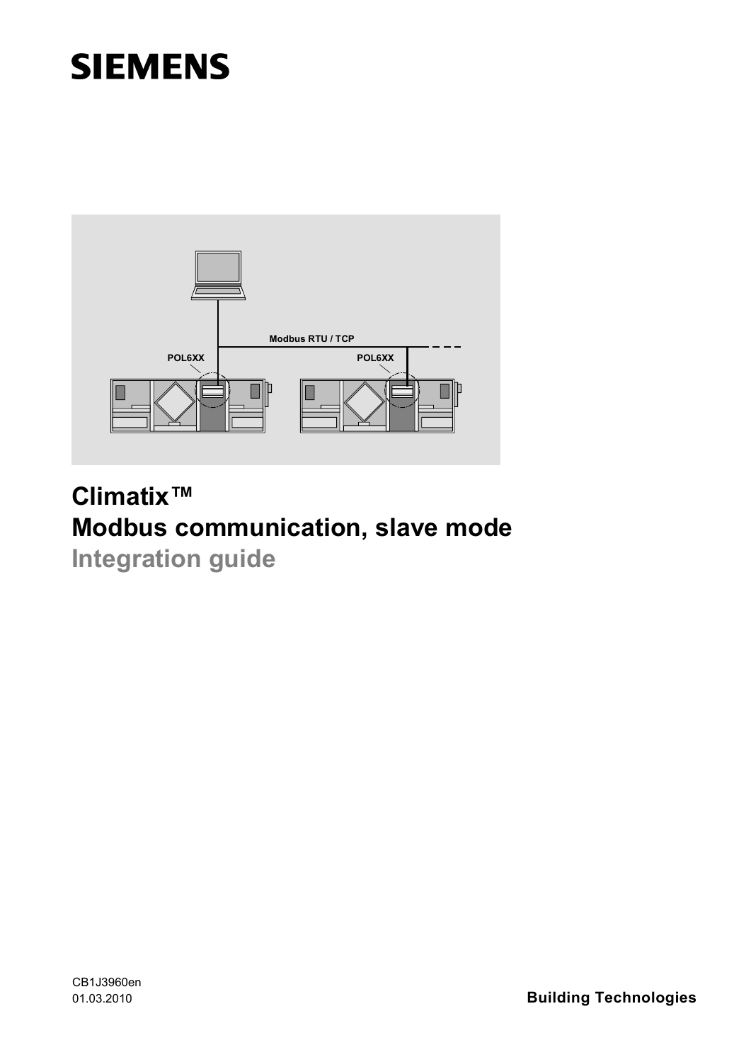SIEMENS

Modbus RTU / TCP

POL6XX

POL6XX

# Climatix™
# Modbus communication, slave mode
## Integration guide

CB1J3960en
01.03.2010

**Building Technologies**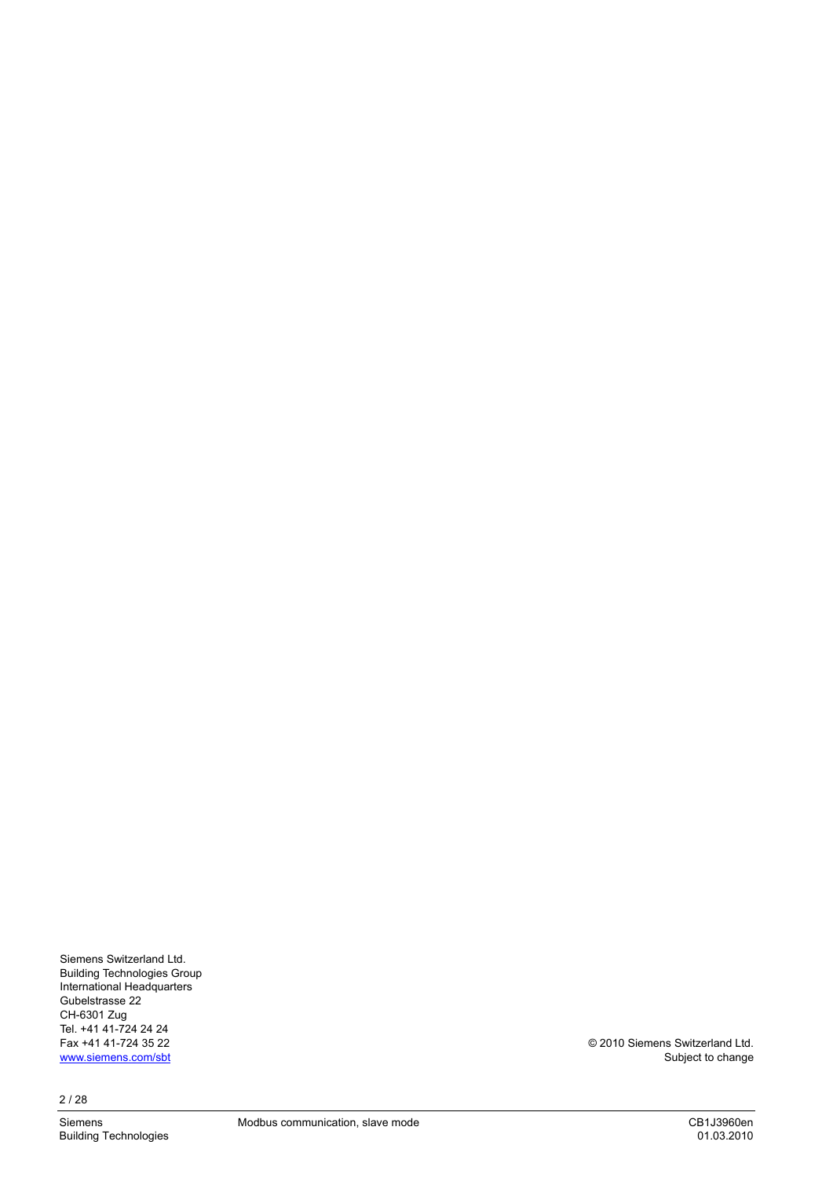Siemens Switzerland Ltd.
Building Technologies Group
International Headquarters
Gubelstrasse 22
CH-6301 Zug
Tel. +41 41-724 24 24
Fax +41 41-724 35 22
www.siemens.com/sbt

© 2010 Siemens Switzerland Ltd.
Subject to change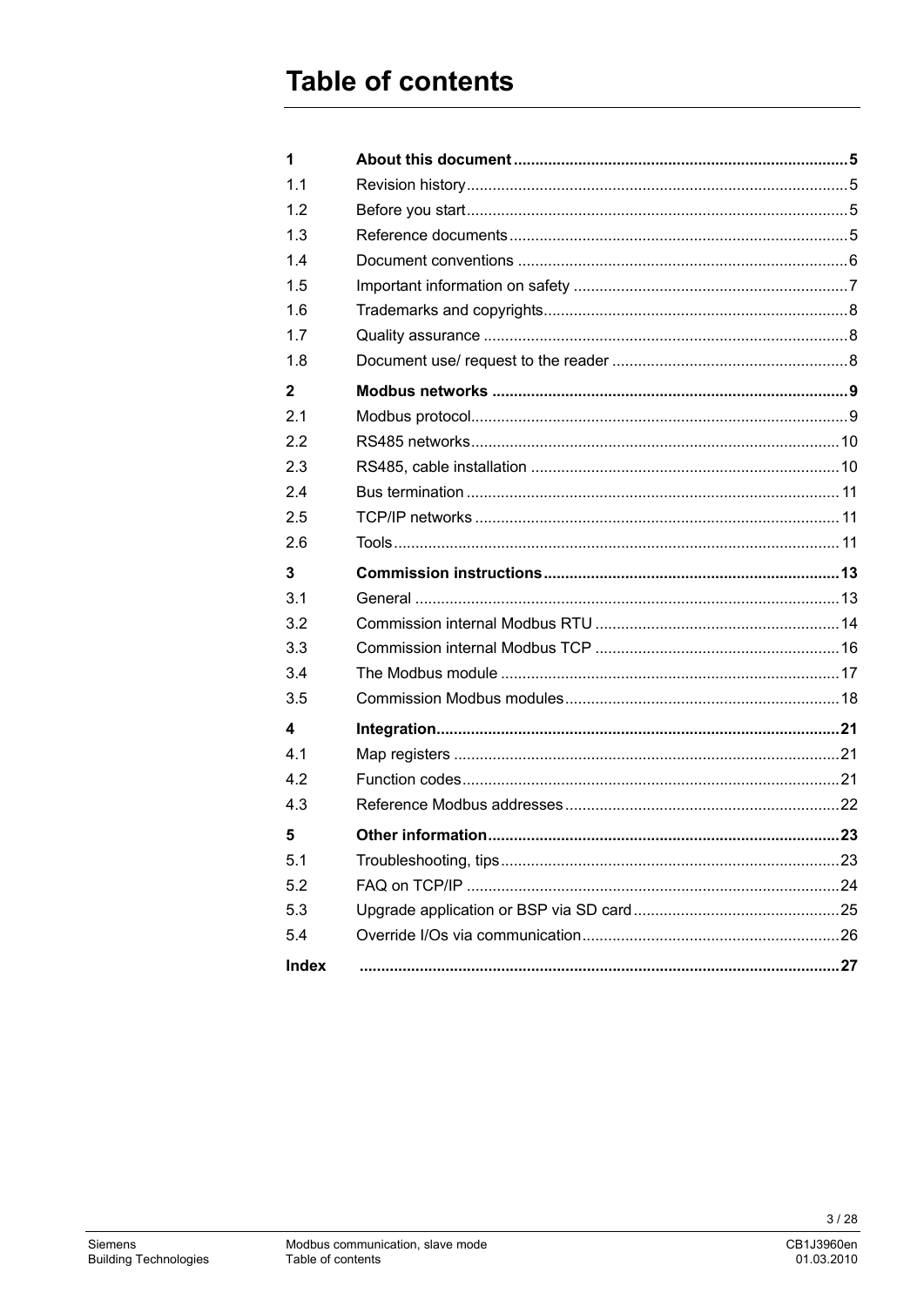# Table of contents

| | | |
|---|---|---|
| **1** | **About this document** | **5** |
| 1.1 | Revision history | 5 |
| 1.2 | Before you start | 5 |
| 1.3 | Reference documents | 5 |
| 1.4 | Document conventions | 6 |
| 1.5 | Important information on safety | 7 |
| 1.6 | Trademarks and copyrights | 8 |
| 1.7 | Quality assurance | 8 |
| 1.8 | Document use/ request to the reader | 8 |
| **2** | **Modbus networks** | **9** |
| 2.1 | Modbus protocol | 9 |
| 2.2 | RS485 networks | 10 |
| 2.3 | RS485, cable installation | 10 |
| 2.4 | Bus termination | 11 |
| 2.5 | TCP/IP networks | 11 |
| 2.6 | Tools | 11 |
| **3** | **Commission instructions** | **13** |
| 3.1 | General | 13 |
| 3.2 | Commission internal Modbus RTU | 14 |
| 3.3 | Commission internal Modbus TCP | 16 |
| 3.4 | The Modbus module | 17 |
| 3.5 | Commission Modbus modules | 18 |
| **4** | **Integration** | **21** |
| 4.1 | Map registers | 21 |
| 4.2 | Function codes | 21 |
| 4.3 | Reference Modbus addresses | 22 |
| **5** | **Other information** | **23** |
| 5.1 | Troubleshooting, tips | 23 |
| 5.2 | FAQ on TCP/IP | 24 |
| 5.3 | Upgrade application or BSP via SD card | 25 |
| 5.4 | Override I/Os via communication | 26 |
| **Index** | | **27** |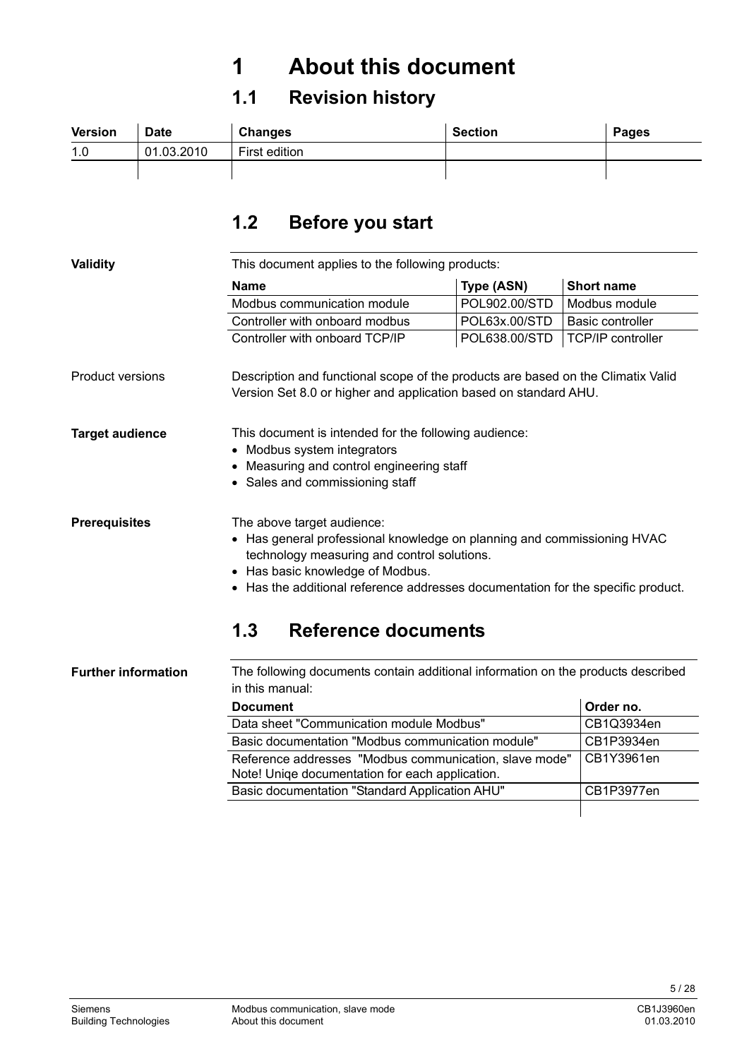# 1 About this document

## 1.1 Revision history

| Version | Date | Changes | Section | Pages |
|---|---|---|---|---|
| 1.0 | 01.03.2010 | First edition | | |
| | | | | |

## 1.2 Before you start

**Validity**

This document applies to the following products:

| Name | Type (ASN) | Short name |
|---|---|---|
| Modbus communication module | POL902.00/STD | Modbus module |
| Controller with onboard modbus | POL63x.00/STD | Basic controller |
| Controller with onboard TCP/IP | POL638.00/STD | TCP/IP controller |

Product versions

Description and functional scope of the products are based on the Climatix Valid Version Set 8.0 or higher and application based on standard AHU.

**Target audience**

This document is intended for the following audience:

- Modbus system integrators
- Measuring and control engineering staff
- Sales and commissioning staff

**Prerequisites**

The above target audience:

- Has general professional knowledge on planning and commissioning HVAC technology measuring and control solutions.
- Has basic knowledge of Modbus.
- Has the additional reference addresses documentation for the specific product.

## 1.3 Reference documents

**Further information**

The following documents contain additional information on the products described in this manual:

| Document | Order no. |
|---|---|
| Data sheet "Communication module Modbus" | CB1Q3934en |
| Basic documentation "Modbus communication module" | CB1P3934en |
| Reference addresses "Modbus communication, slave mode" Note! Uniqe documentation for each application. | CB1Y3961en |
| Basic documentation "Standard Application AHU" | CB1P3977en |
| | |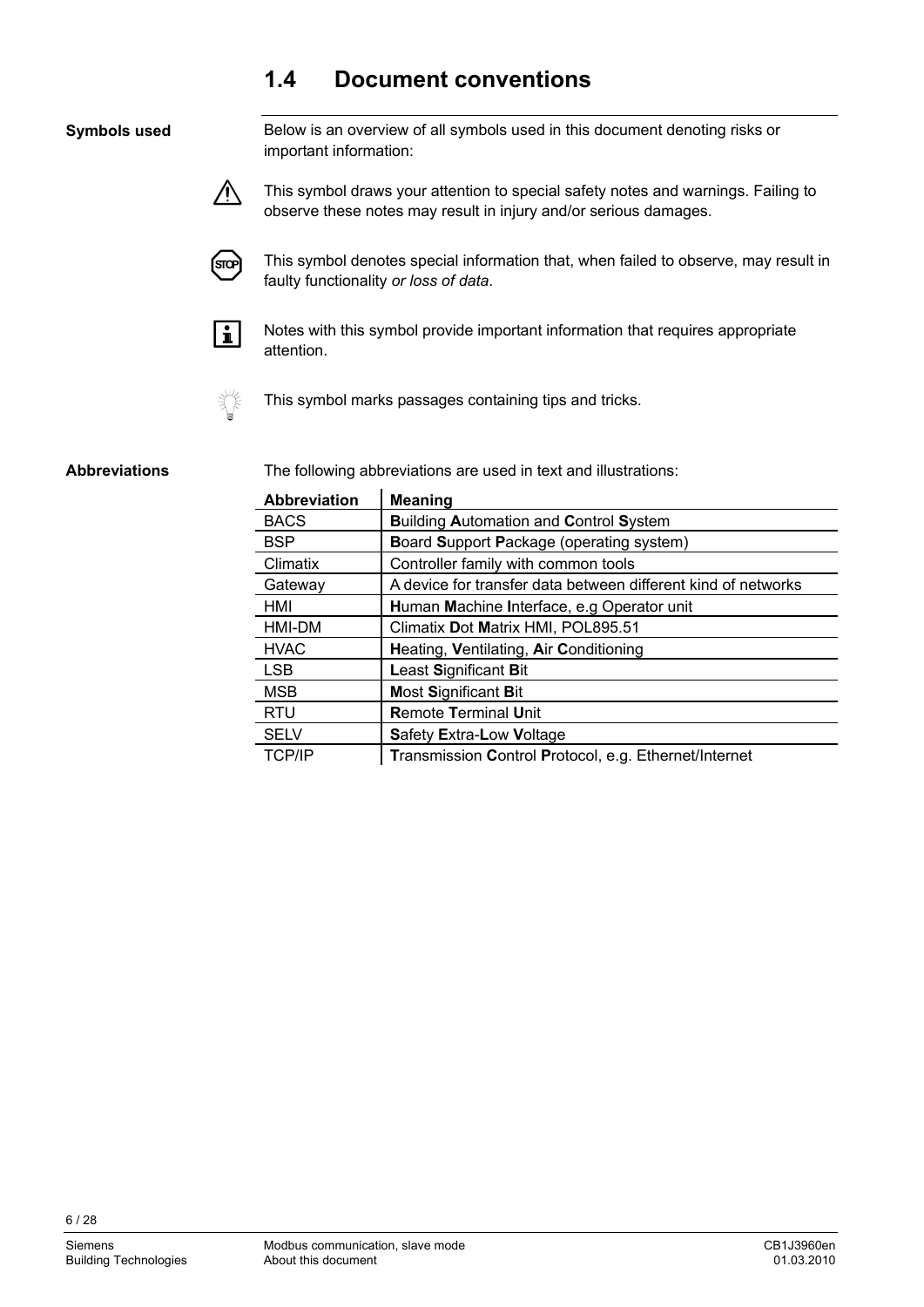## 1.4 Document conventions

**Symbols used**

Below is an overview of all symbols used in this document denoting risks or important information:

This symbol draws your attention to special safety notes and warnings. Failing to observe these notes may result in injury and/or serious damages.

This symbol denotes special information that, when failed to observe, may result in faulty functionality *or loss of data*.

Notes with this symbol provide important information that requires appropriate attention.

This symbol marks passages containing tips and tricks.

**Abbreviations**

The following abbreviations are used in text and illustrations:

| Abbreviation | Meaning |
|---|---|
| BACS | **B**uilding **A**utomation and **C**ontrol **S**ystem |
| BSP | **B**oard **S**upport **P**ackage (operating system) |
| Climatix | Controller family with common tools |
| Gateway | A device for transfer data between different kind of networks |
| HMI | **H**uman **M**achine **I**nterface, e.g Operator unit |
| HMI-DM | Climatix **D**ot **M**atrix HMI, POL895.51 |
| HVAC | **H**eating, **V**entilating, **A**ir **C**onditioning |
| LSB | **L**east **S**ignificant **B**it |
| MSB | **M**ost **S**ignificant **B**it |
| RTU | **R**emote **T**erminal **U**nit |
| SELV | **S**afety **E**xtra-**L**ow **V**oltage |
| TCP/IP | **T**ransmission **C**ontrol **P**rotocol, e.g. Ethernet/Internet |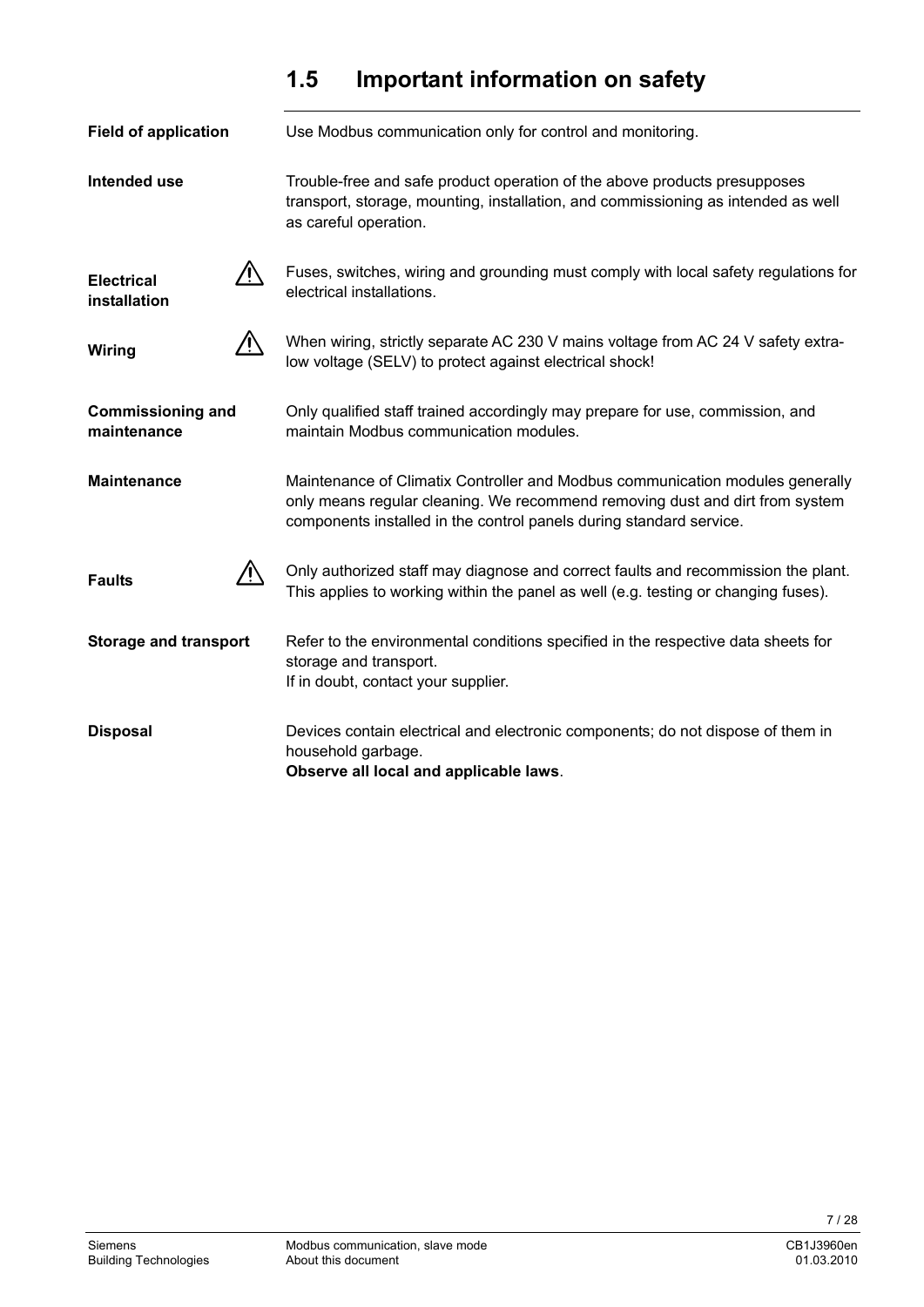## 1.5 Important information on safety

**Field of application**

Use Modbus communication only for control and monitoring.

**Intended use**

Trouble-free and safe product operation of the above products presupposes transport, storage, mounting, installation, and commissioning as intended as well as careful operation.

**Electrical installation** ⚠

Fuses, switches, wiring and grounding must comply with local safety regulations for electrical installations.

**Wiring** ⚠

When wiring, strictly separate AC 230 V mains voltage from AC 24 V safety extra-low voltage (SELV) to protect against electrical shock!

**Commissioning and maintenance**

Only qualified staff trained accordingly may prepare for use, commission, and maintain Modbus communication modules.

**Maintenance**

Maintenance of Climatix Controller and Modbus communication modules generally only means regular cleaning. We recommend removing dust and dirt from system components installed in the control panels during standard service.

**Faults** ⚠

Only authorized staff may diagnose and correct faults and recommission the plant. This applies to working within the panel as well (e.g. testing or changing fuses).

**Storage and transport**

Refer to the environmental conditions specified in the respective data sheets for storage and transport.
If in doubt, contact your supplier.

**Disposal**

Devices contain electrical and electronic components; do not dispose of them in household garbage.
**Observe all local and applicable laws**.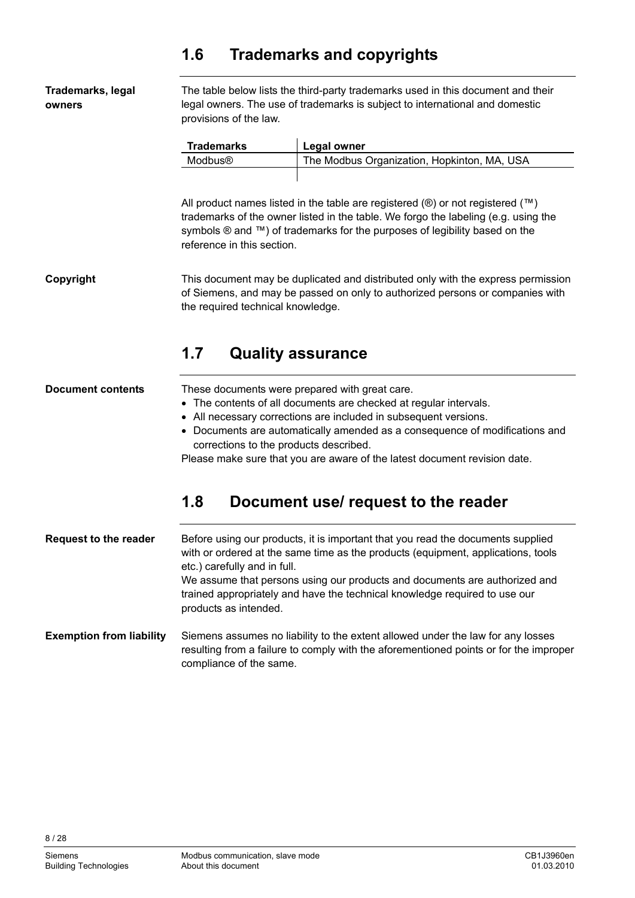## 1.6 Trademarks and copyrights

**Trademarks, legal owners**

The table below lists the third-party trademarks used in this document and their legal owners. The use of trademarks is subject to international and domestic provisions of the law.

| Trademarks | Legal owner |
|---|---|
| Modbus® | The Modbus Organization, Hopkinton, MA, USA |
| | |

All product names listed in the table are registered (®) or not registered (™) trademarks of the owner listed in the table. We forgo the labeling (e.g. using the symbols ® and ™) of trademarks for the purposes of legibility based on the reference in this section.

**Copyright**

This document may be duplicated and distributed only with the express permission of Siemens, and may be passed on only to authorized persons or companies with the required technical knowledge.

## 1.7 Quality assurance

**Document contents**

These documents were prepared with great care.

- The contents of all documents are checked at regular intervals.
- All necessary corrections are included in subsequent versions.
- Documents are automatically amended as a consequence of modifications and corrections to the products described.

Please make sure that you are aware of the latest document revision date.

## 1.8 Document use/ request to the reader

**Request to the reader**

Before using our products, it is important that you read the documents supplied with or ordered at the same time as the products (equipment, applications, tools etc.) carefully and in full.
We assume that persons using our products and documents are authorized and trained appropriately and have the technical knowledge required to use our products as intended.

**Exemption from liability**

Siemens assumes no liability to the extent allowed under the law for any losses resulting from a failure to comply with the aforementioned points or for the improper compliance of the same.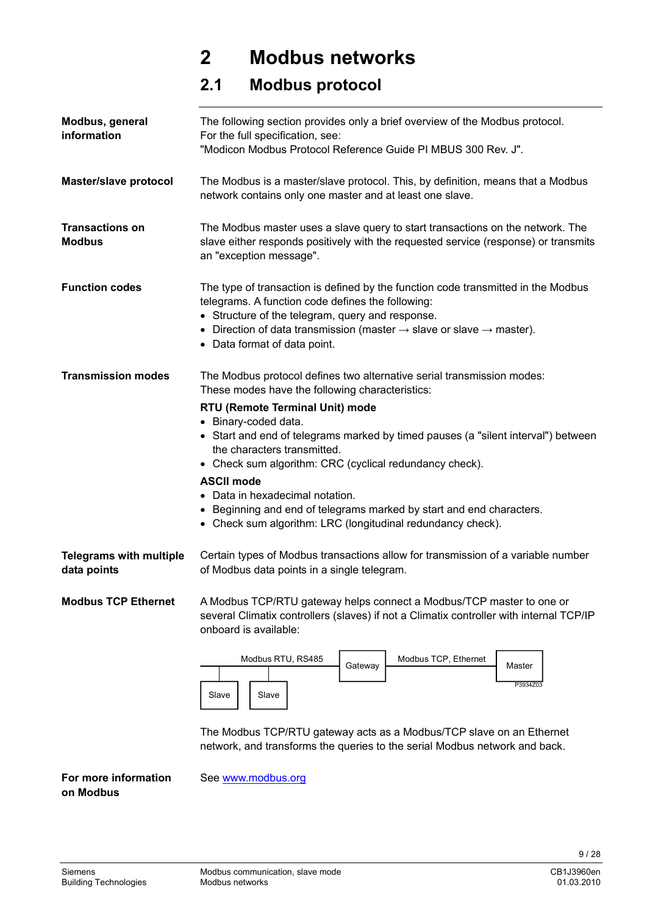# 2 Modbus networks

## 2.1 Modbus protocol

**Modbus, general information**

The following section provides only a brief overview of the Modbus protocol. For the full specification, see: "Modicon Modbus Protocol Reference Guide PI MBUS 300 Rev. J".

**Master/slave protocol**

The Modbus is a master/slave protocol. This, by definition, means that a Modbus network contains only one master and at least one slave.

**Transactions on Modbus**

The Modbus master uses a slave query to start transactions on the network. The slave either responds positively with the requested service (response) or transmits an "exception message".

**Function codes**

The type of transaction is defined by the function code transmitted in the Modbus telegrams. A function code defines the following:

- Structure of the telegram, query and response.
- Direction of data transmission (master → slave or slave → master).
- Data format of data point.

**Transmission modes**

The Modbus protocol defines two alternative serial transmission modes: These modes have the following characteristics:

**RTU (Remote Terminal Unit) mode**

- Binary-coded data.
- Start and end of telegrams marked by timed pauses (a "silent interval") between the characters transmitted.
- Check sum algorithm: CRC (cyclical redundancy check).

**ASCII mode**

- Data in hexadecimal notation.
- Beginning and end of telegrams marked by start and end characters.
- Check sum algorithm: LRC (longitudinal redundancy check).

**Telegrams with multiple data points**

Certain types of Modbus transactions allow for transmission of a variable number of Modbus data points in a single telegram.

**Modbus TCP Ethernet**

A Modbus TCP/RTU gateway helps connect a Modbus/TCP master to one or several Climatix controllers (slaves) if not a Climatix controller with internal TCP/IP onboard is available:

Slave, Slave — Modbus RTU, RS485 — Gateway — Modbus TCP, Ethernet — Master

P3934Z03

The Modbus TCP/RTU gateway acts as a Modbus/TCP slave on an Ethernet network, and transforms the queries to the serial Modbus network and back.

**For more information on Modbus**

See www.modbus.org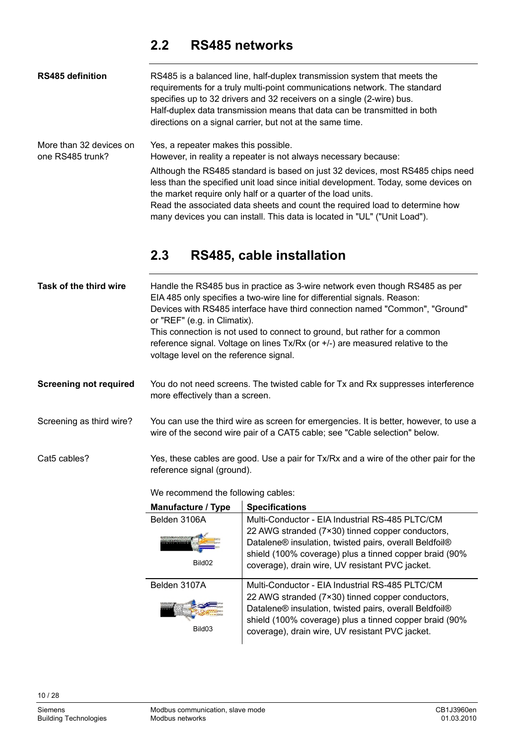## 2.2 RS485 networks

**RS485 definition**

RS485 is a balanced line, half-duplex transmission system that meets the requirements for a truly multi-point communications network. The standard specifies up to 32 drivers and 32 receivers on a single (2-wire) bus.
Half-duplex data transmission means that data can be transmitted in both directions on a signal carrier, but not at the same time.

More than 32 devices on one RS485 trunk?

Yes, a repeater makes this possible.
However, in reality a repeater is not always necessary because:

Although the RS485 standard is based on just 32 devices, most RS485 chips need less than the specified unit load since initial development. Today, some devices on the market require only half or a quarter of the load units.
Read the associated data sheets and count the required load to determine how many devices you can install. This data is located in "UL" ("Unit Load").

## 2.3 RS485, cable installation

**Task of the third wire**

Handle the RS485 bus in practice as 3-wire network even though RS485 as per EIA 485 only specifies a two-wire line for differential signals. Reason:
Devices with RS485 interface have third connection named "Common", "Ground" or "REF" (e.g. in Climatix).
This connection is not used to connect to ground, but rather for a common reference signal. Voltage on lines Tx/Rx (or +/-) are measured relative to the voltage level on the reference signal.

**Screening not required**

You do not need screens. The twisted cable for Tx and Rx suppresses interference more effectively than a screen.

Screening as third wire?

You can use the third wire as screen for emergencies. It is better, however, to use a wire of the second wire pair of a CAT5 cable; see "Cable selection" below.

Cat5 cables?

Yes, these cables are good. Use a pair for Tx/Rx and a wire of the other pair for the reference signal (ground).

We recommend the following cables:

| Manufacture / Type | Specifications |
|---|---|
| Belden 3106A<br>Bild02 | Multi-Conductor - EIA Industrial RS-485 PLTC/CM 22 AWG stranded (7×30) tinned copper conductors, Datalene® insulation, twisted pairs, overall Beldfoil® shield (100% coverage) plus a tinned copper braid (90% coverage), drain wire, UV resistant PVC jacket. |
| Belden 3107A<br>Bild03 | Multi-Conductor - EIA Industrial RS-485 PLTC/CM 22 AWG stranded (7×30) tinned copper conductors, Datalene® insulation, twisted pairs, overall Beldfoil® shield (100% coverage) plus a tinned copper braid (90% coverage), drain wire, UV resistant PVC jacket. |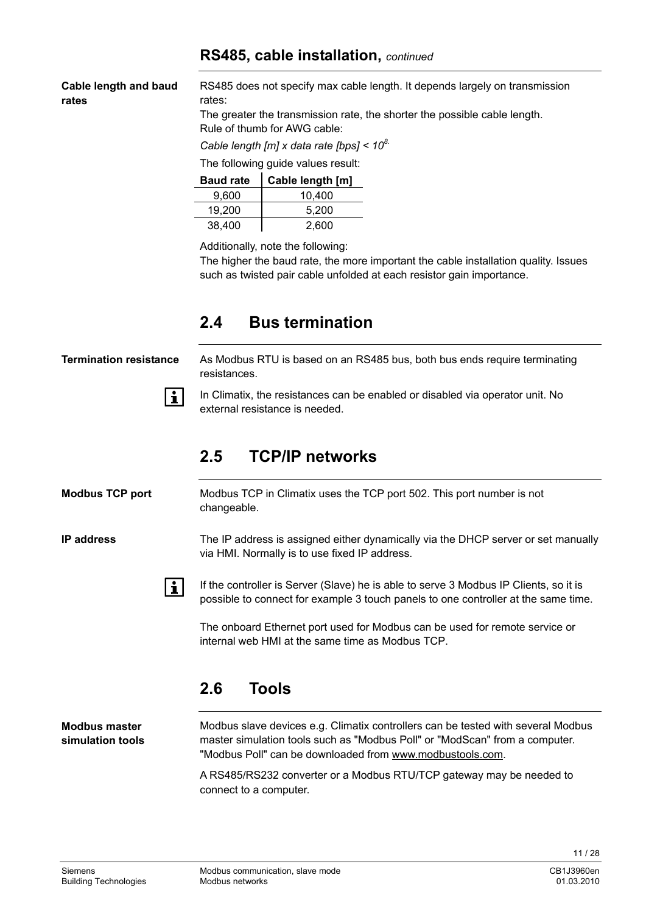## RS485, cable installation, *continued*

**Cable length and baud rates**

RS485 does not specify max cable length. It depends largely on transmission rates:
The greater the transmission rate, the shorter the possible cable length.
Rule of thumb for AWG cable:

*Cable length [m] x data rate [bps] <* $10^8$*.*

The following guide values result:

| Baud rate | Cable length [m] |
|---|---|
| 9,600 | 10,400 |
| 19,200 | 5,200 |
| 38,400 | 2,600 |

Additionally, note the following:
The higher the baud rate, the more important the cable installation quality. Issues such as twisted pair cable unfolded at each resistor gain importance.

## 2.4 Bus termination

**Termination resistance**

As Modbus RTU is based on an RS485 bus, both bus ends require terminating resistances.

In Climatix, the resistances can be enabled or disabled via operator unit. No external resistance is needed.

## 2.5 TCP/IP networks

**Modbus TCP port**

Modbus TCP in Climatix uses the TCP port 502. This port number is not changeable.

**IP address**

The IP address is assigned either dynamically via the DHCP server or set manually via HMI. Normally is to use fixed IP address.

If the controller is Server (Slave) he is able to serve 3 Modbus IP Clients, so it is possible to connect for example 3 touch panels to one controller at the same time.

The onboard Ethernet port used for Modbus can be used for remote service or internal web HMI at the same time as Modbus TCP.

## 2.6 Tools

**Modbus master simulation tools**

Modbus slave devices e.g. Climatix controllers can be tested with several Modbus master simulation tools such as "Modbus Poll" or "ModScan" from a computer. "Modbus Poll" can be downloaded from www.modbustools.com.

A RS485/RS232 converter or a Modbus RTU/TCP gateway may be needed to connect to a computer.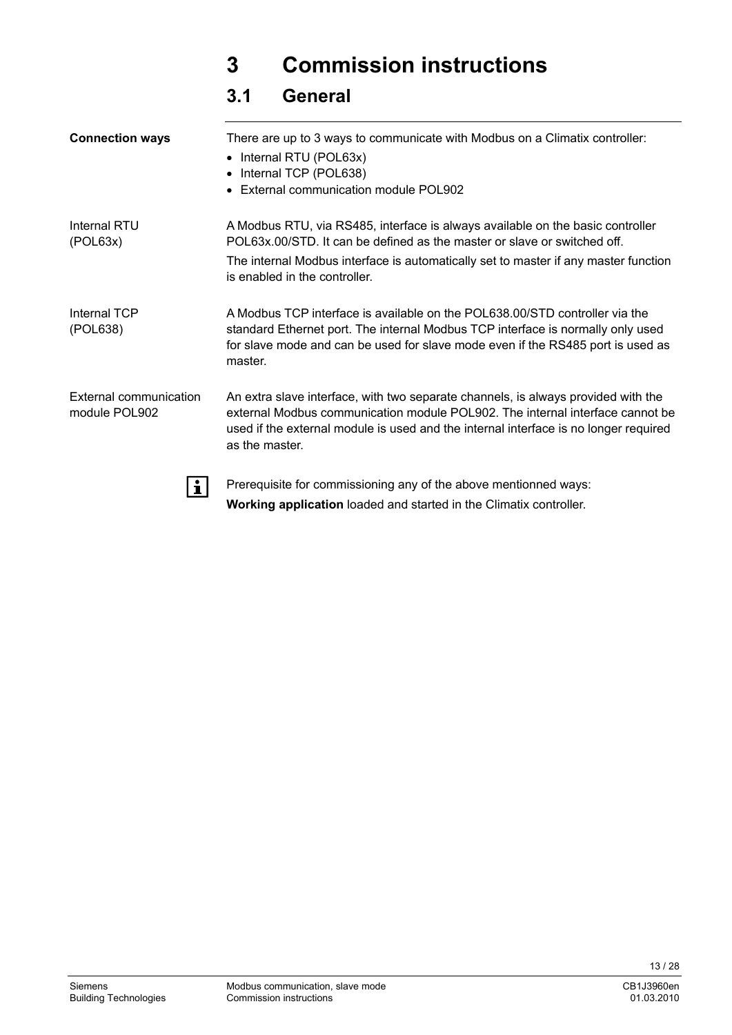# 3 Commission instructions

## 3.1 General

**Connection ways**

There are up to 3 ways to communicate with Modbus on a Climatix controller:

- Internal RTU (POL63x)
- Internal TCP (POL638)
- External communication module POL902

Internal RTU (POL63x)

A Modbus RTU, via RS485, interface is always available on the basic controller POL63x.00/STD. It can be defined as the master or slave or switched off.

The internal Modbus interface is automatically set to master if any master function is enabled in the controller.

Internal TCP (POL638)

A Modbus TCP interface is available on the POL638.00/STD controller via the standard Ethernet port. The internal Modbus TCP interface is normally only used for slave mode and can be used for slave mode even if the RS485 port is used as master.

External communication module POL902

An extra slave interface, with two separate channels, is always provided with the external Modbus communication module POL902. The internal interface cannot be used if the external module is used and the internal interface is no longer required as the master.

Prerequisite for commissioning any of the above mentionned ways:
**Working application** loaded and started in the Climatix controller.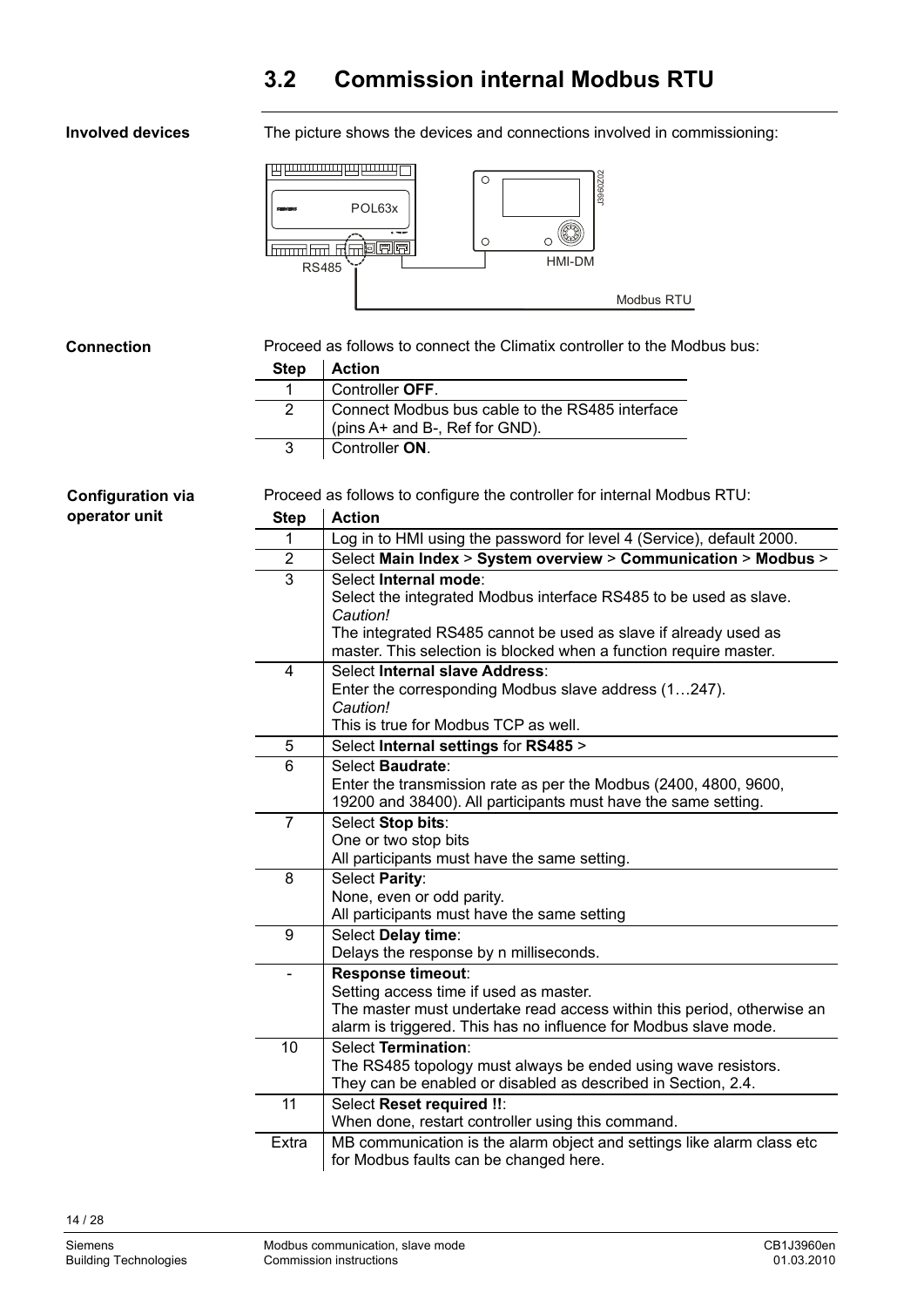## 3.2 Commission internal Modbus RTU

**Involved devices**

The picture shows the devices and connections involved in commissioning:

POL63x

RS485

HMI-DM

Modbus RTU

**Connection**

Proceed as follows to connect the Climatix controller to the Modbus bus:

| Step | Action |
|---|---|
| 1 | Controller **OFF**. |
| 2 | Connect Modbus bus cable to the RS485 interface (pins A+ and B-, Ref for GND). |
| 3 | Controller **ON**. |

**Configuration via operator unit**

Proceed as follows to configure the controller for internal Modbus RTU:

| Step | Action |
|---|---|
| 1 | Log in to HMI using the password for level 4 (Service), default 2000. |
| 2 | Select **Main Index** > **System overview** > **Communication** > **Modbus** > |
| 3 | Select **Internal mode**:<br>Select the integrated Modbus interface RS485 to be used as slave.<br>*Caution!*<br>The integrated RS485 cannot be used as slave if already used as master. This selection is blocked when a function require master. |
| 4 | Select **Internal slave Address**:<br>Enter the corresponding Modbus slave address (1…247).<br>*Caution!*<br>This is true for Modbus TCP as well. |
| 5 | Select **Internal settings** for **RS485** > |
| 6 | Select **Baudrate**:<br>Enter the transmission rate as per the Modbus (2400, 4800, 9600, 19200 and 38400). All participants must have the same setting. |
| 7 | Select **Stop bits**:<br>One or two stop bits<br>All participants must have the same setting. |
| 8 | Select **Parity**:<br>None, even or odd parity.<br>All participants must have the same setting |
| 9 | Select **Delay time**:<br>Delays the response by n milliseconds. |
| - | **Response timeout**:<br>Setting access time if used as master.<br>The master must undertake read access within this period, otherwise an alarm is triggered. This has no influence for Modbus slave mode. |
| 10 | Select **Termination**:<br>The RS485 topology must always be ended using wave resistors. They can be enabled or disabled as described in Section, 2.4. |
| 11 | Select **Reset required !!**:<br>When done, restart controller using this command. |
| Extra | MB communication is the alarm object and settings like alarm class etc for Modbus faults can be changed here. |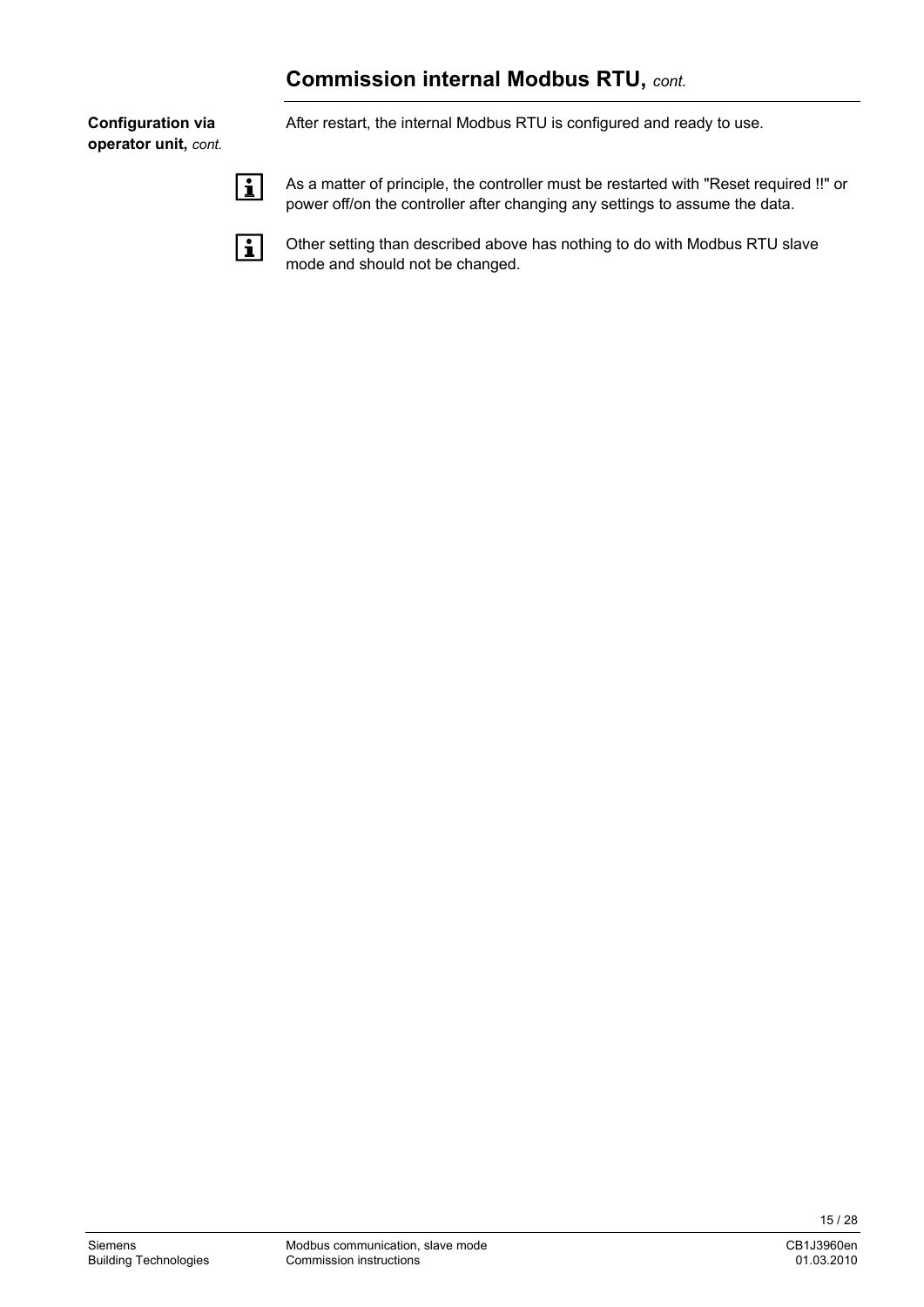## Commission internal Modbus RTU, *cont.*

**Configuration via operator unit,** *cont.*

After restart, the internal Modbus RTU is configured and ready to use.

As a matter of principle, the controller must be restarted with "Reset required !!" or power off/on the controller after changing any settings to assume the data.

Other setting than described above has nothing to do with Modbus RTU slave mode and should not be changed.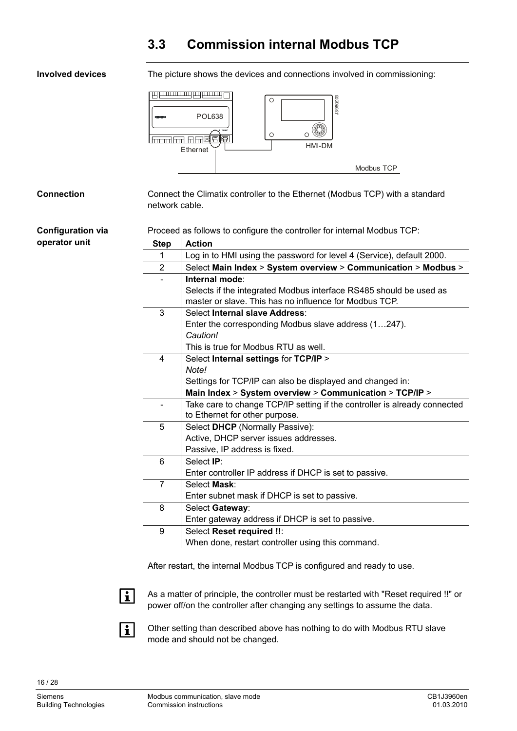## 3.3 Commission internal Modbus TCP

**Involved devices**

The picture shows the devices and connections involved in commissioning:

POL638

Ethernet

HMI-DM

Modbus TCP

**Connection**

Connect the Climatix controller to the Ethernet (Modbus TCP) with a standard network cable.

**Configuration via operator unit**

Proceed as follows to configure the controller for internal Modbus TCP:

| Step | Action |
|---|---|
| 1 | Log in to HMI using the password for level 4 (Service), default 2000. |
| 2 | Select **Main Index** > **System overview** > **Communication** > **Modbus** > |
| - | **Internal mode**:<br>Selects if the integrated Modbus interface RS485 should be used as master or slave. This has no influence for Modbus TCP. |
| 3 | Select **Internal slave Address**:<br>Enter the corresponding Modbus slave address (1…247).<br>*Caution!*<br>This is true for Modbus RTU as well. |
| 4 | Select **Internal settings** for **TCP/IP** ><br>*Note!*<br>Settings for TCP/IP can also be displayed and changed in:<br>**Main Index** > **System overview** > **Communication** > **TCP/IP** > |
| - | Take care to change TCP/IP setting if the controller is already connected to Ethernet for other purpose. |
| 5 | Select **DHCP** (Normally Passive):<br>Active, DHCP server issues addresses.<br>Passive, IP address is fixed. |
| 6 | Select **IP**:<br>Enter controller IP address if DHCP is set to passive. |
| 7 | Select **Mask**:<br>Enter subnet mask if DHCP is set to passive. |
| 8 | Select **Gateway**:<br>Enter gateway address if DHCP is set to passive. |
| 9 | Select **Reset required !!**:<br>When done, restart controller using this command. |

After restart, the internal Modbus TCP is configured and ready to use.

As a matter of principle, the controller must be restarted with "Reset required !!" or power off/on the controller after changing any settings to assume the data.

Other setting than described above has nothing to do with Modbus RTU slave mode and should not be changed.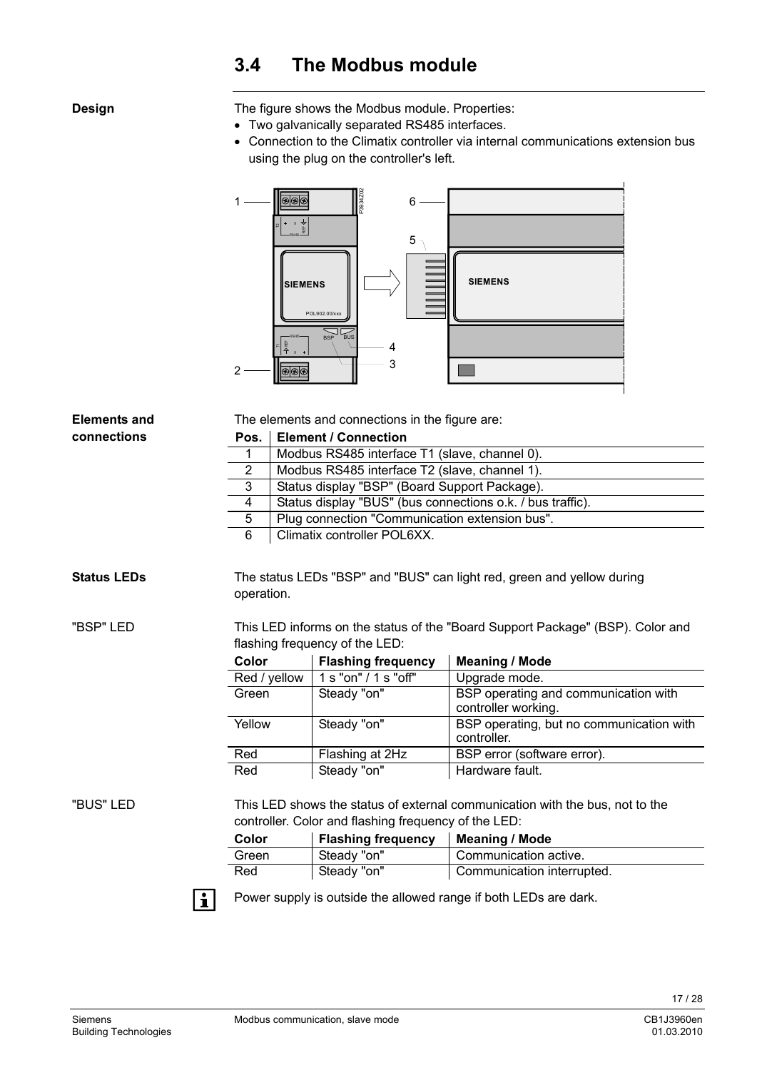## 3.4 The Modbus module

**Design**

The figure shows the Modbus module. Properties:

- Two galvanically separated RS485 interfaces.
- Connection to the Climatix controller via internal communications extension bus using the plug on the controller's left.

**Elements and connections**

The elements and connections in the figure are:

| Pos. | Element / Connection |
|---|---|
| 1 | Modbus RS485 interface T1 (slave, channel 0). |
| 2 | Modbus RS485 interface T2 (slave, channel 1). |
| 3 | Status display "BSP" (Board Support Package). |
| 4 | Status display "BUS" (bus connections o.k. / bus traffic). |
| 5 | Plug connection "Communication extension bus". |
| 6 | Climatix controller POL6XX. |

**Status LEDs**

The status LEDs "BSP" and "BUS" can light red, green and yellow during operation.

**"BSP" LED**

This LED informs on the status of the "Board Support Package" (BSP). Color and flashing frequency of the LED:

| Color | Flashing frequency | Meaning / Mode |
|---|---|---|
| Red / yellow | 1 s "on" / 1 s "off" | Upgrade mode. |
| Green | Steady "on" | BSP operating and communication with controller working. |
| Yellow | Steady "on" | BSP operating, but no communication with controller. |
| Red | Flashing at 2Hz | BSP error (software error). |
| Red | Steady "on" | Hardware fault. |

**"BUS" LED**

This LED shows the status of external communication with the bus, not to the controller. Color and flashing frequency of the LED:

| Color | Flashing frequency | Meaning / Mode |
|---|---|---|
| Green | Steady "on" | Communication active. |
| Red | Steady "on" | Communication interrupted. |

Power supply is outside the allowed range if both LEDs are dark.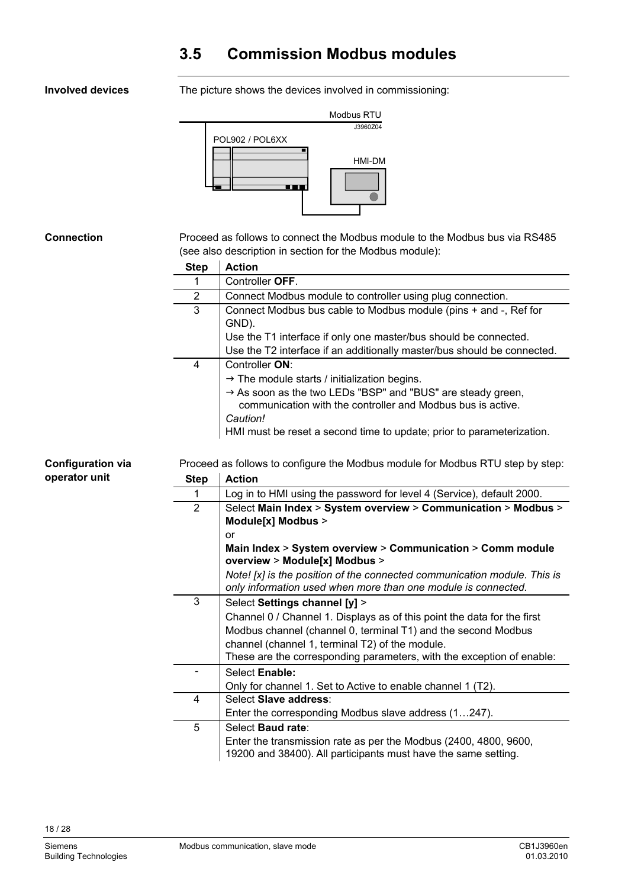## 3.5 Commission Modbus modules

**Involved devices**

The picture shows the devices involved in commissioning:

Modbus RTU

J3960Z04

POL902 / POL6XX

HMI-DM

**Connection**

Proceed as follows to connect the Modbus module to the Modbus bus via RS485 (see also description in section for the Modbus module):

| Step | Action |
|---|---|
| 1 | Controller **OFF**. |
| 2 | Connect Modbus module to controller using plug connection. |
| 3 | Connect Modbus bus cable to Modbus module (pins + and -, Ref for GND).<br>Use the T1 interface if only one master/bus should be connected.<br>Use the T2 interface if an additionally master/bus should be connected. |
| 4 | Controller **ON**:<br>→ The module starts / initialization begins.<br>→ As soon as the two LEDs "BSP" and "BUS" are steady green, communication with the controller and Modbus bus is active.<br>*Caution!*<br>HMI must be reset a second time to update; prior to parameterization. |

**Configuration via operator unit**

Proceed as follows to configure the Modbus module for Modbus RTU step by step:

| Step | Action |
|---|---|
| 1 | Log in to HMI using the password for level 4 (Service), default 2000. |
| 2 | Select **Main Index** > **System overview** > **Communication** > **Modbus** > **Module[x] Modbus** ><br>or<br>**Main Index** > **System overview** > **Communication** > **Comm module overview** > **Module[x] Modbus** ><br>*Note! [x] is the position of the connected communication module. This is only information used when more than one module is connected.* |
| 3 | Select **Settings channel [y]** ><br>Channel 0 / Channel 1. Displays as of this point the data for the first Modbus channel (channel 0, terminal T1) and the second Modbus channel (channel 1, terminal T2) of the module.<br>These are the corresponding parameters, with the exception of enable: |
| - | Select **Enable:**<br>Only for channel 1. Set to Active to enable channel 1 (T2). |
| 4 | Select **Slave address**:<br>Enter the corresponding Modbus slave address (1…247). |
| 5 | Select **Baud rate**:<br>Enter the transmission rate as per the Modbus (2400, 4800, 9600, 19200 and 38400). All participants must have the same setting. |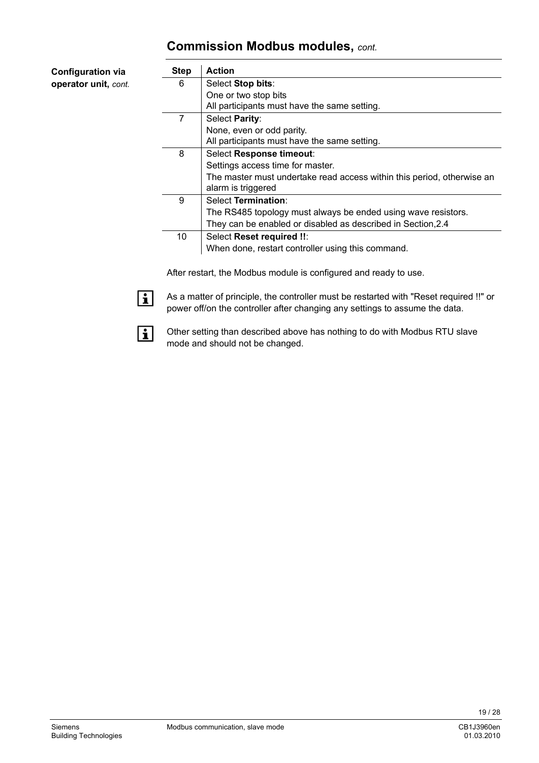## Commission Modbus modules, *cont.*

**Configuration via operator unit,** *cont.*

| Step | Action |
|---|---|
| 6 | Select **Stop bits**:<br>One or two stop bits<br>All participants must have the same setting. |
| 7 | Select **Parity**:<br>None, even or odd parity.<br>All participants must have the same setting. |
| 8 | Select **Response timeout**:<br>Settings access time for master.<br>The master must undertake read access within this period, otherwise an alarm is triggered |
| 9 | Select **Termination**:<br>The RS485 topology must always be ended using wave resistors.<br>They can be enabled or disabled as described in Section,2.4 |
| 10 | Select **Reset required !!**:<br>When done, restart controller using this command. |

After restart, the Modbus module is configured and ready to use.

As a matter of principle, the controller must be restarted with "Reset required !!" or power off/on the controller after changing any settings to assume the data.

Other setting than described above has nothing to do with Modbus RTU slave mode and should not be changed.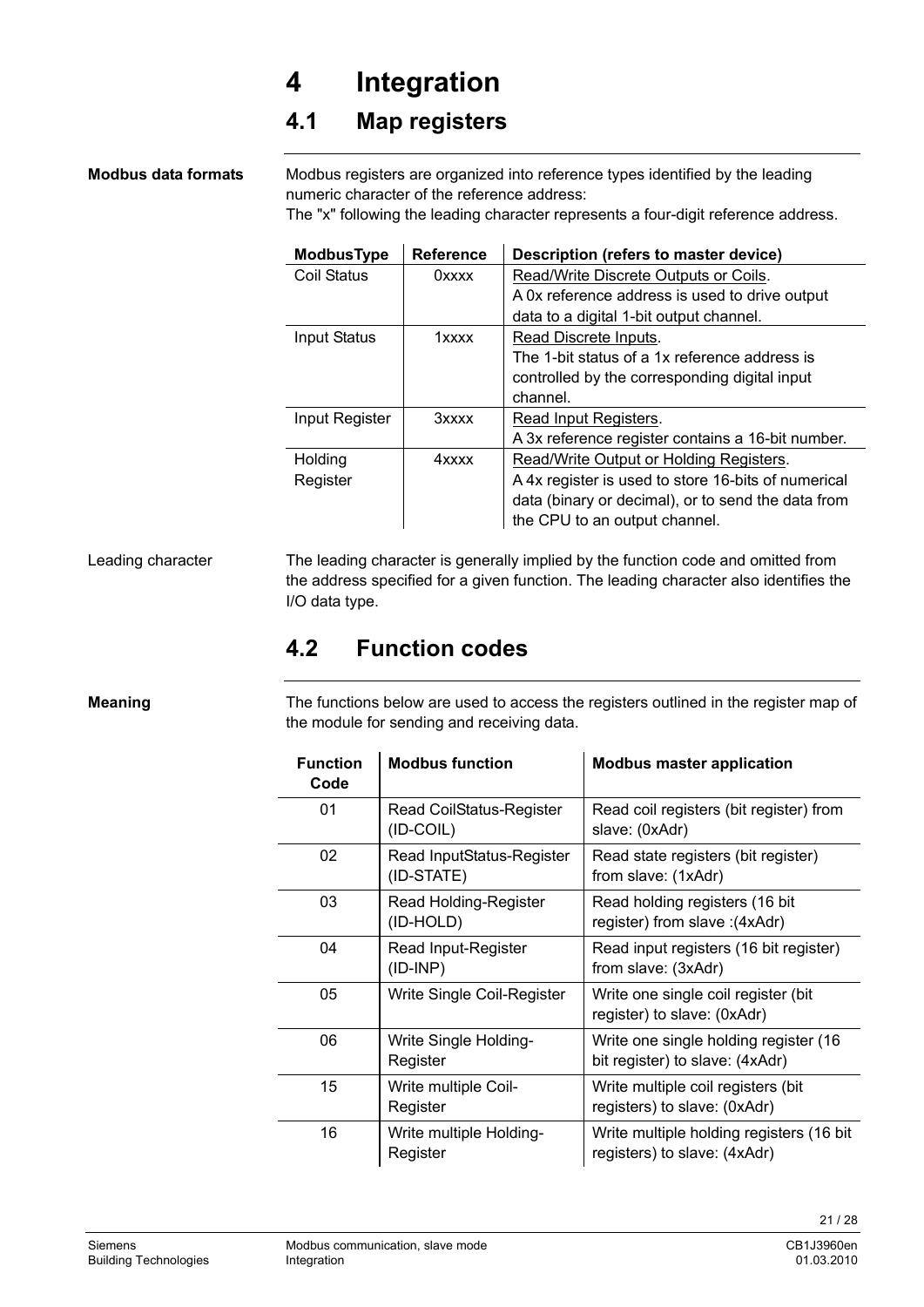# 4 Integration

## 4.1 Map registers

**Modbus data formats**

Modbus registers are organized into reference types identified by the leading numeric character of the reference address:
The "x" following the leading character represents a four-digit reference address.

| ModbusType | Reference | Description (refers to master device) |
|---|---|---|
| Coil Status | 0xxxx | Read/Write Discrete Outputs or Coils. A 0x reference address is used to drive output data to a digital 1-bit output channel. |
| Input Status | 1xxxx | Read Discrete Inputs. The 1-bit status of a 1x reference address is controlled by the corresponding digital input channel. |
| Input Register | 3xxxx | Read Input Registers. A 3x reference register contains a 16-bit number. |
| Holding Register | 4xxxx | Read/Write Output or Holding Registers. A 4x register is used to store 16-bits of numerical data (binary or decimal), or to send the data from the CPU to an output channel. |

Leading character

The leading character is generally implied by the function code and omitted from the address specified for a given function. The leading character also identifies the I/O data type.

## 4.2 Function codes

**Meaning**

The functions below are used to access the registers outlined in the register map of the module for sending and receiving data.

| Function Code | Modbus function | Modbus master application |
|---|---|---|
| 01 | Read CoilStatus-Register (ID-COIL) | Read coil registers (bit register) from slave: (0xAdr) |
| 02 | Read InputStatus-Register (ID-STATE) | Read state registers (bit register) from slave: (1xAdr) |
| 03 | Read Holding-Register (ID-HOLD) | Read holding registers (16 bit register) from slave :(4xAdr) |
| 04 | Read Input-Register (ID-INP) | Read input registers (16 bit register) from slave: (3xAdr) |
| 05 | Write Single Coil-Register | Write one single coil register (bit register) to slave: (0xAdr) |
| 06 | Write Single Holding-Register | Write one single holding register (16 bit register) to slave: (4xAdr) |
| 15 | Write multiple Coil-Register | Write multiple coil registers (bit registers) to slave: (0xAdr) |
| 16 | Write multiple Holding-Register | Write multiple holding registers (16 bit registers) to slave: (4xAdr) |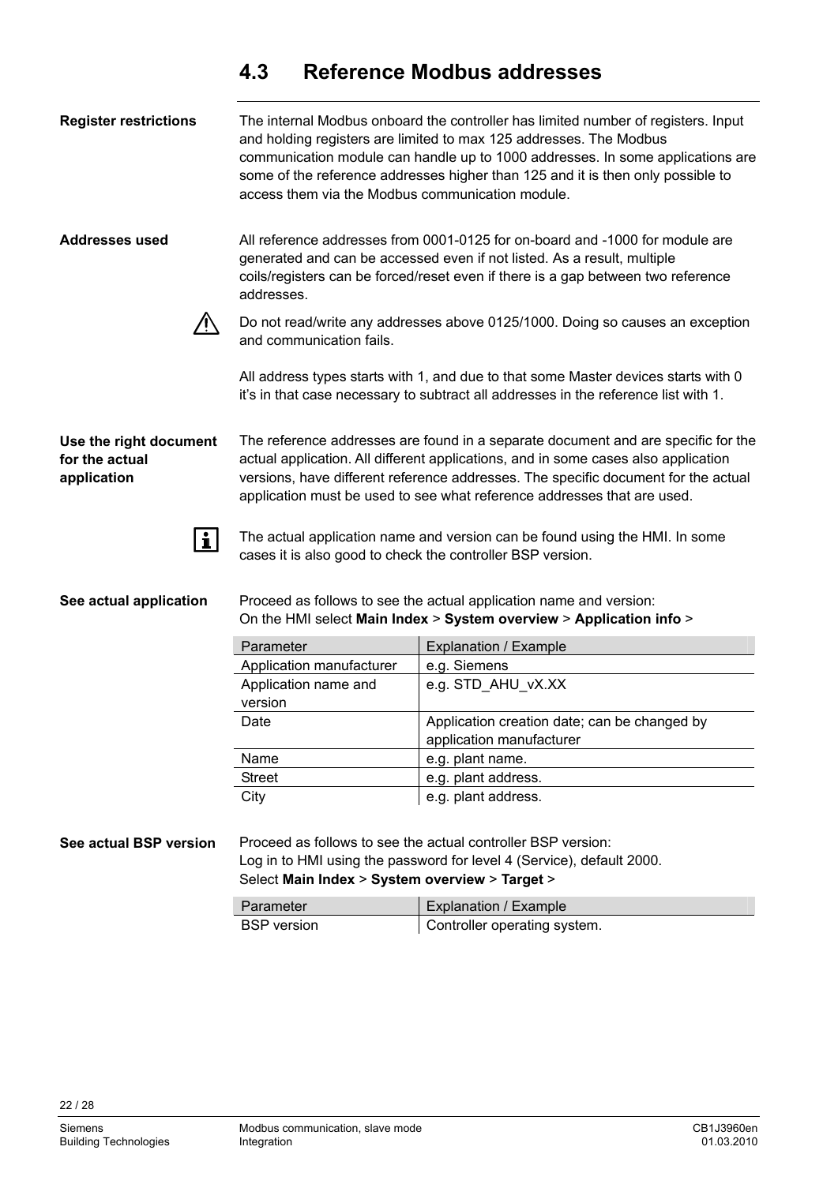## 4.3 Reference Modbus addresses

**Register restrictions**

The internal Modbus onboard the controller has limited number of registers. Input and holding registers are limited to max 125 addresses. The Modbus communication module can handle up to 1000 addresses. In some applications are some of the reference addresses higher than 125 and it is then only possible to access them via the Modbus communication module.

**Addresses used**

All reference addresses from 0001-0125 for on-board and -1000 for module are generated and can be accessed even if not listed. As a result, multiple coils/registers can be forced/reset even if there is a gap between two reference addresses.

⚠ Do not read/write any addresses above 0125/1000. Doing so causes an exception and communication fails.

All address types starts with 1, and due to that some Master devices starts with 0 it's in that case necessary to subtract all addresses in the reference list with 1.

**Use the right document for the actual application**

The reference addresses are found in a separate document and are specific for the actual application. All different applications, and in some cases also application versions, have different reference addresses. The specific document for the actual application must be used to see what reference addresses that are used.

ℹ The actual application name and version can be found using the HMI. In some cases it is also good to check the controller BSP version.

**See actual application**

Proceed as follows to see the actual application name and version:
On the HMI select **Main Index** > **System overview** > **Application info** >

| Parameter | Explanation / Example |
|---|---|
| Application manufacturer | e.g. Siemens |
| Application name and version | e.g. STD_AHU_vX.XX |
| Date | Application creation date; can be changed by application manufacturer |
| Name | e.g. plant name. |
| Street | e.g. plant address. |
| City | e.g. plant address. |

**See actual BSP version**

Proceed as follows to see the actual controller BSP version:
Log in to HMI using the password for level 4 (Service), default 2000.
Select **Main Index** > **System overview** > **Target** >

| Parameter | Explanation / Example |
|---|---|
| BSP version | Controller operating system. |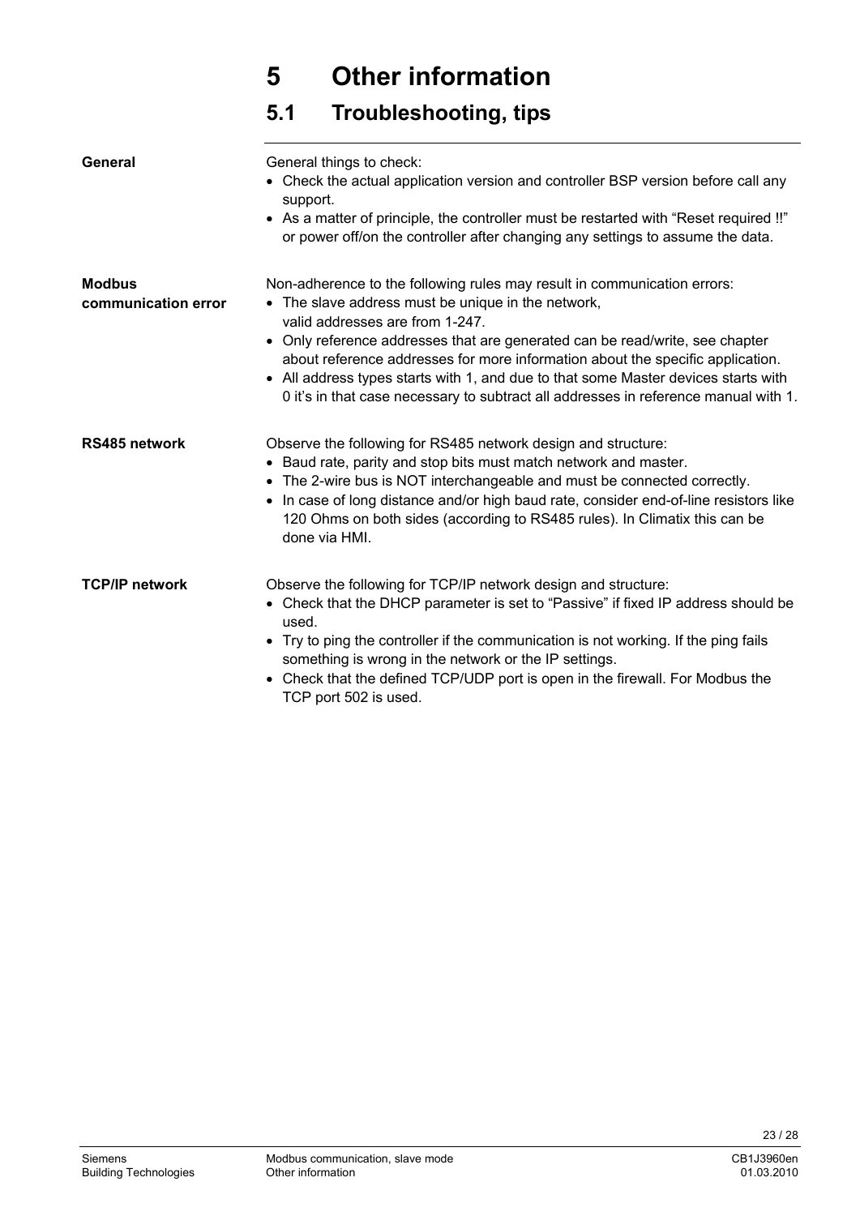# 5 Other information

## 5.1 Troubleshooting, tips

**General**

General things to check:

- Check the actual application version and controller BSP version before call any support.
- As a matter of principle, the controller must be restarted with “Reset required !!” or power off/on the controller after changing any settings to assume the data.

**Modbus communication error**

Non-adherence to the following rules may result in communication errors:

- The slave address must be unique in the network, valid addresses are from 1-247.
- Only reference addresses that are generated can be read/write, see chapter about reference addresses for more information about the specific application.
- All address types starts with 1, and due to that some Master devices starts with 0 it’s in that case necessary to subtract all addresses in reference manual with 1.

**RS485 network**

Observe the following for RS485 network design and structure:

- Baud rate, parity and stop bits must match network and master.
- The 2-wire bus is NOT interchangeable and must be connected correctly.
- In case of long distance and/or high baud rate, consider end-of-line resistors like 120 Ohms on both sides (according to RS485 rules). In Climatix this can be done via HMI.

**TCP/IP network**

Observe the following for TCP/IP network design and structure:

- Check that the DHCP parameter is set to “Passive” if fixed IP address should be used.
- Try to ping the controller if the communication is not working. If the ping fails something is wrong in the network or the IP settings.
- Check that the defined TCP/UDP port is open in the firewall. For Modbus the TCP port 502 is used.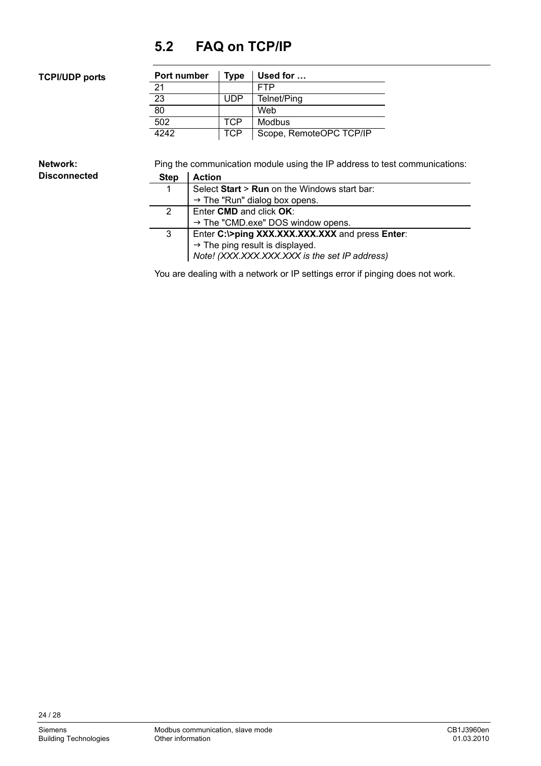## 5.2 FAQ on TCP/IP

**TCPI/UDP ports**

| Port number | Type | Used for … |
|---|---|---|
| 21 | | FTP |
| 23 | UDP | Telnet/Ping |
| 80 | | Web |
| 502 | TCP | Modbus |
| 4242 | TCP | Scope, RemoteOPC TCP/IP |

**Network: Disconnected**

Ping the communication module using the IP address to test communications:

| Step | Action |
|---|---|
| 1 | Select **Start** > **Run** on the Windows start bar:<br>→ The "Run" dialog box opens. |
| 2 | Enter **CMD** and click **OK**:<br>→ The "CMD.exe" DOS window opens. |
| 3 | Enter **C:\>ping XXX.XXX.XXX.XXX** and press **Enter**:<br>→ The ping result is displayed.<br>*Note! (XXX.XXX.XXX.XXX is the set IP address)* |

You are dealing with a network or IP settings error if pinging does not work.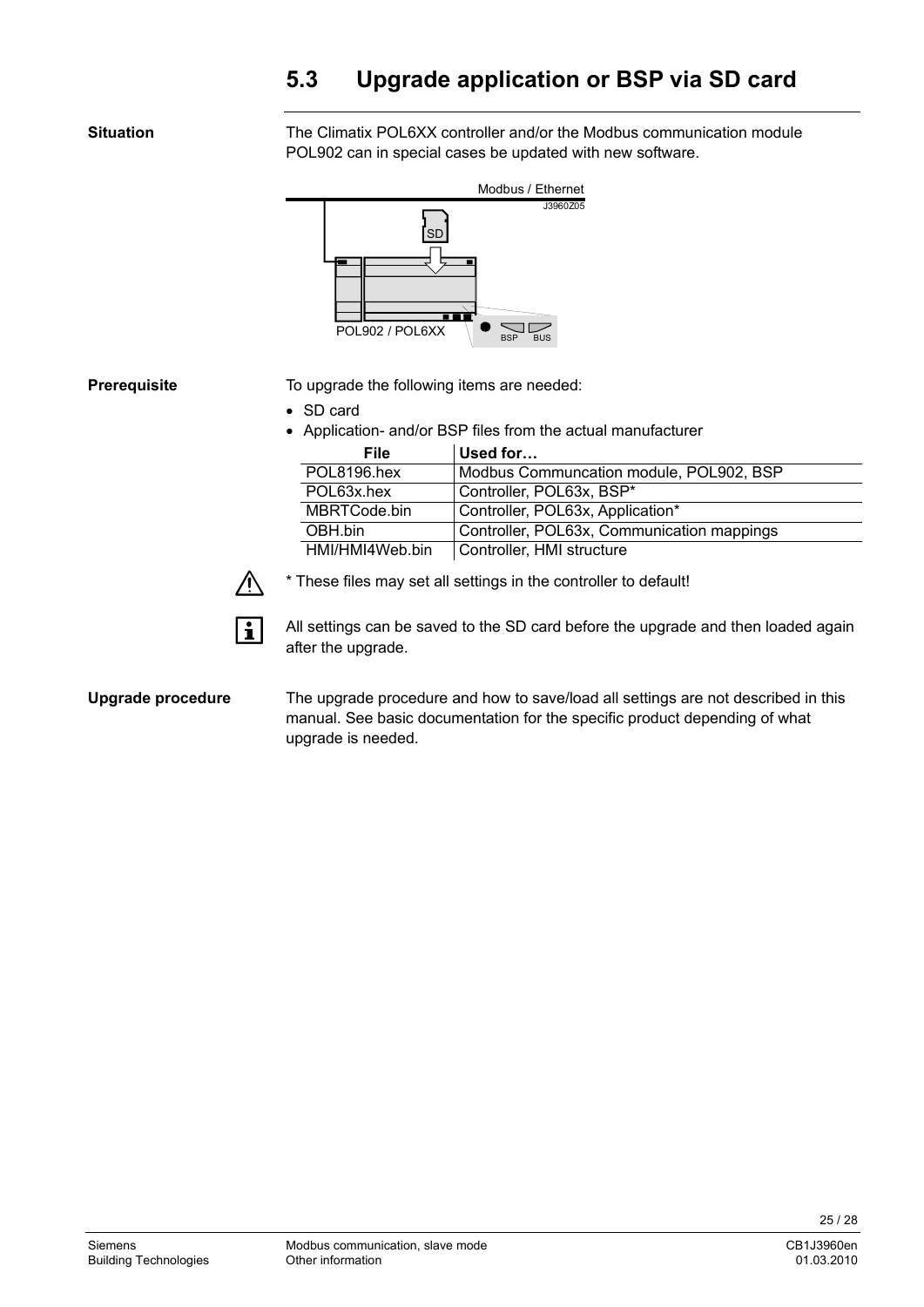## 5.3 Upgrade application or BSP via SD card

**Situation**

The Climatix POL6XX controller and/or the Modbus communication module POL902 can in special cases be updated with new software.

**Prerequisite**

To upgrade the following items are needed:

- SD card
- Application- and/or BSP files from the actual manufacturer

| File | Used for… |
|---|---|
| POL8196.hex | Modbus Communcation module, POL902, BSP |
| POL63x.hex | Controller, POL63x, BSP* |
| MBRTCode.bin | Controller, POL63x, Application* |
| OBH.bin | Controller, POL63x, Communication mappings |
| HMI/HMI4Web.bin | Controller, HMI structure |

⚠ * These files may set all settings in the controller to default!

ℹ All settings can be saved to the SD card before the upgrade and then loaded again after the upgrade.

**Upgrade procedure**

The upgrade procedure and how to save/load all settings are not described in this manual. See basic documentation for the specific product depending of what upgrade is needed.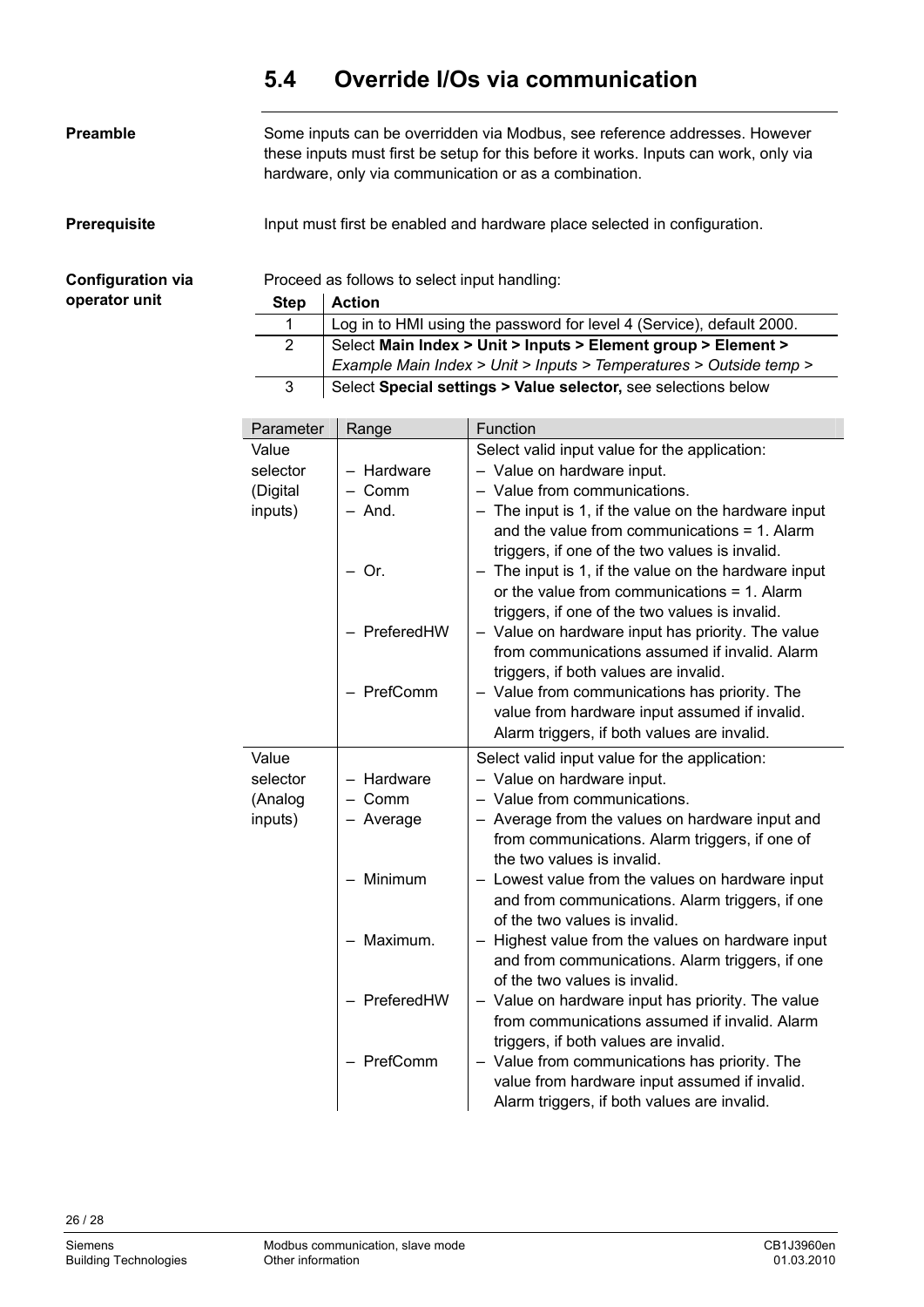## 5.4 Override I/Os via communication

**Preamble**

Some inputs can be overridden via Modbus, see reference addresses. However these inputs must first be setup for this before it works. Inputs can work, only via hardware, only via communication or as a combination.

**Prerequisite**

Input must first be enabled and hardware place selected in configuration.

**Configuration via operator unit**

Proceed as follows to select input handling:

| Step | Action |
|---|---|
| 1 | Log in to HMI using the password for level 4 (Service), default 2000. |
| 2 | Select **Main Index > Unit > Inputs > Element group > Element >**<br>*Example Main Index > Unit > Inputs > Temperatures > Outside temp >* |
| 3 | Select **Special settings > Value selector,** see selections below |

| Parameter | Range | Function |
|---|---|---|
| Value selector (Digital inputs) | | Select valid input value for the application: |
| | – Hardware | – Value on hardware input. |
| | – Comm | – Value from communications. |
| | – And. | – The input is 1, if the value on the hardware input and the value from communications = 1. Alarm triggers, if one of the two values is invalid. |
| | – Or. | – The input is 1, if the value on the hardware input or the value from communications = 1. Alarm triggers, if one of the two values is invalid. |
| | – PreferedHW | – Value on hardware input has priority. The value from communications assumed if invalid. Alarm triggers, if both values are invalid. |
| | – PrefComm | – Value from communications has priority. The value from hardware input assumed if invalid. Alarm triggers, if both values are invalid. |
| Value selector (Analog inputs) | | Select valid input value for the application: |
| | – Hardware | – Value on hardware input. |
| | – Comm | – Value from communications. |
| | – Average | – Average from the values on hardware input and from communications. Alarm triggers, if one of the two values is invalid. |
| | – Minimum | – Lowest value from the values on hardware input and from communications. Alarm triggers, if one of the two values is invalid. |
| | – Maximum. | – Highest value from the values on hardware input and from communications. Alarm triggers, if one of the two values is invalid. |
| | – PreferedHW | – Value on hardware input has priority. The value from communications assumed if invalid. Alarm triggers, if both values are invalid. |
| | – PrefComm | – Value from communications has priority. The value from hardware input assumed if invalid. Alarm triggers, if both values are invalid. |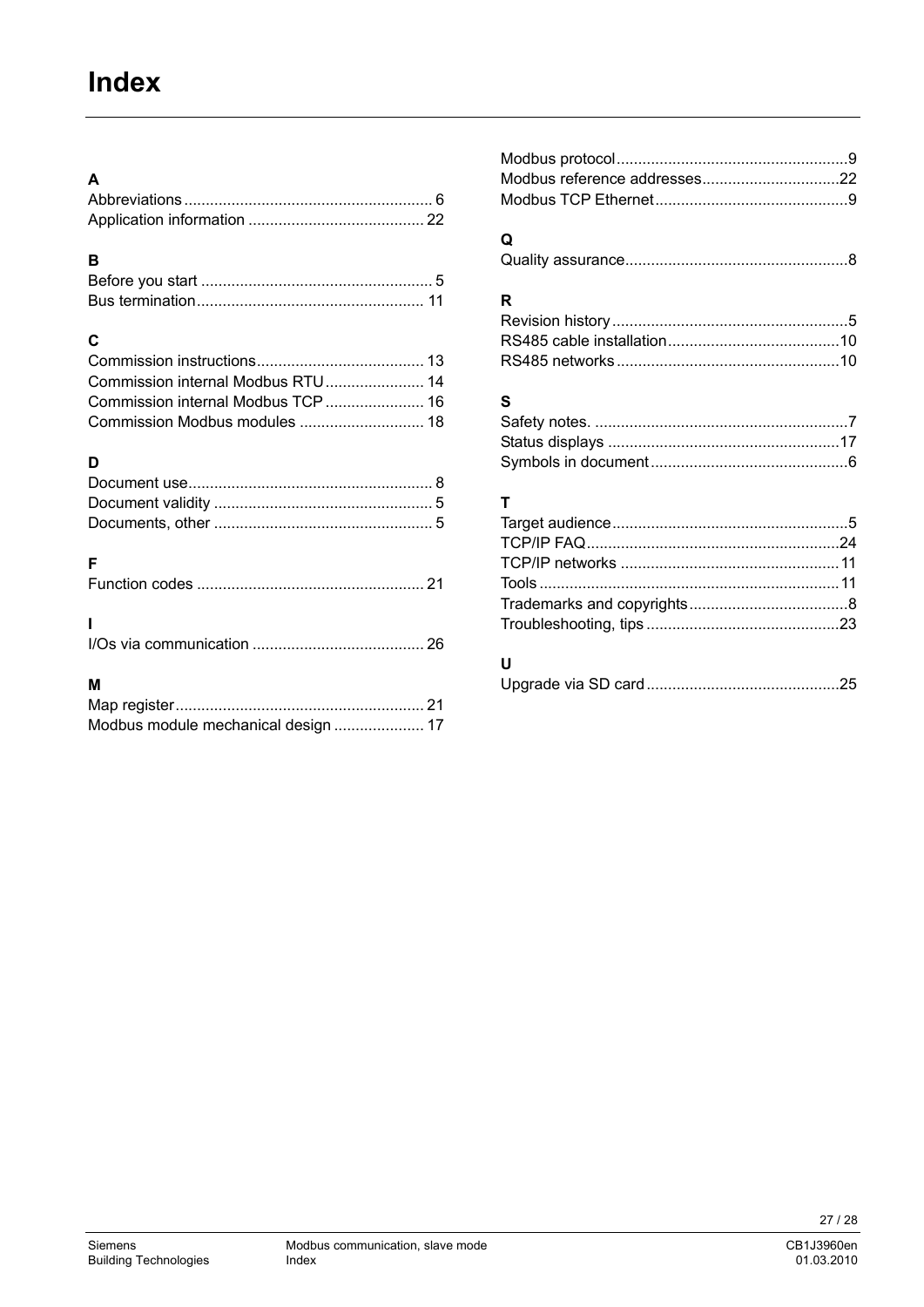# Index

### A

Abbreviations ........................................................ 6
Application information ........................................ 22

### B

Before you start ..................................................... 5
Bus termination .................................................... 11

### C

Commission instructions ...................................... 13
Commission internal Modbus RTU ...................... 14
Commission internal Modbus TCP ...................... 16
Commission Modbus modules ............................ 18

### D

Document use ........................................................ 8
Document validity .................................................. 5
Documents, other .................................................. 5

### F

Function codes .................................................... 21

### I

I/Os via communication ....................................... 26

### M

Map register ......................................................... 21
Modbus module mechanical design .................... 17
Modbus protocol ..................................................... 9
Modbus reference addresses ............................... 22
Modbus TCP Ethernet ............................................ 9

### Q

Quality assurance ................................................... 8

### R

Revision history ...................................................... 5
RS485 cable installation ....................................... 10
RS485 networks ................................................... 10

### S

Safety notes. .......................................................... 7
Status displays ..................................................... 17
Symbols in document ............................................. 6

### T

Target audience ...................................................... 5
TCP/IP FAQ .......................................................... 24
TCP/IP networks .................................................. 11
Tools ..................................................................... 11
Trademarks and copyrights .................................... 8
Troubleshooting, tips ............................................ 23

### U

Upgrade via SD card ............................................ 25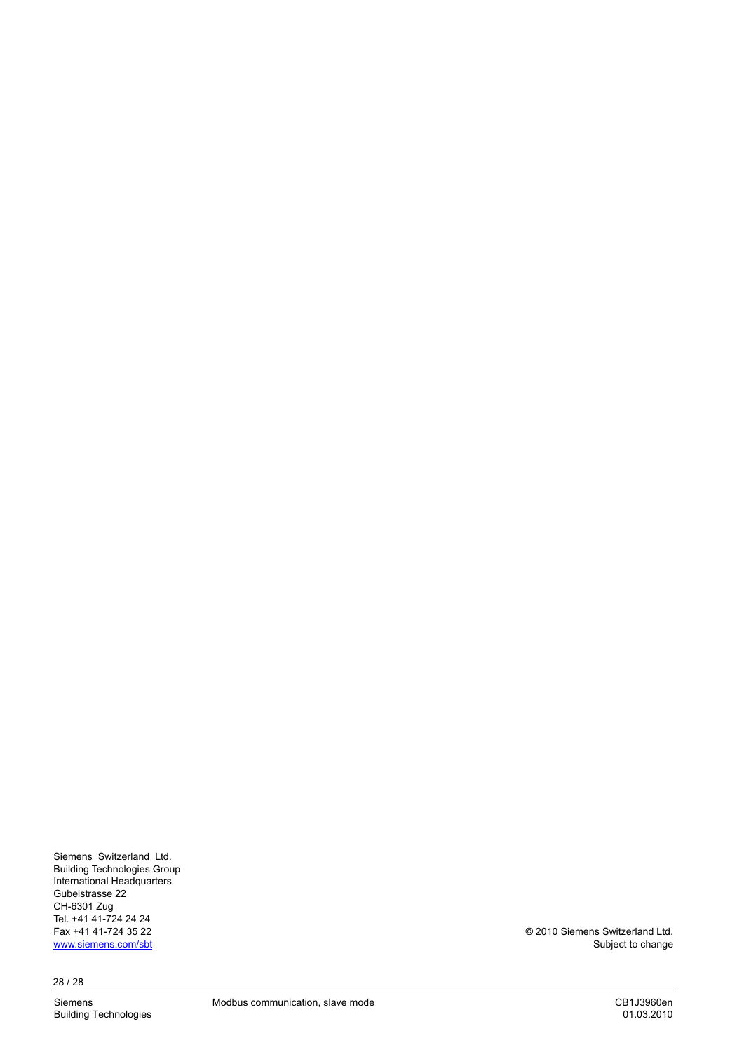Siemens Switzerland Ltd.
Building Technologies Group
International Headquarters
Gubelstrasse 22
CH-6301 Zug
Tel. +41 41-724 24 24
Fax +41 41-724 35 22
www.siemens.com/sbt

© 2010 Siemens Switzerland Ltd.
Subject to change